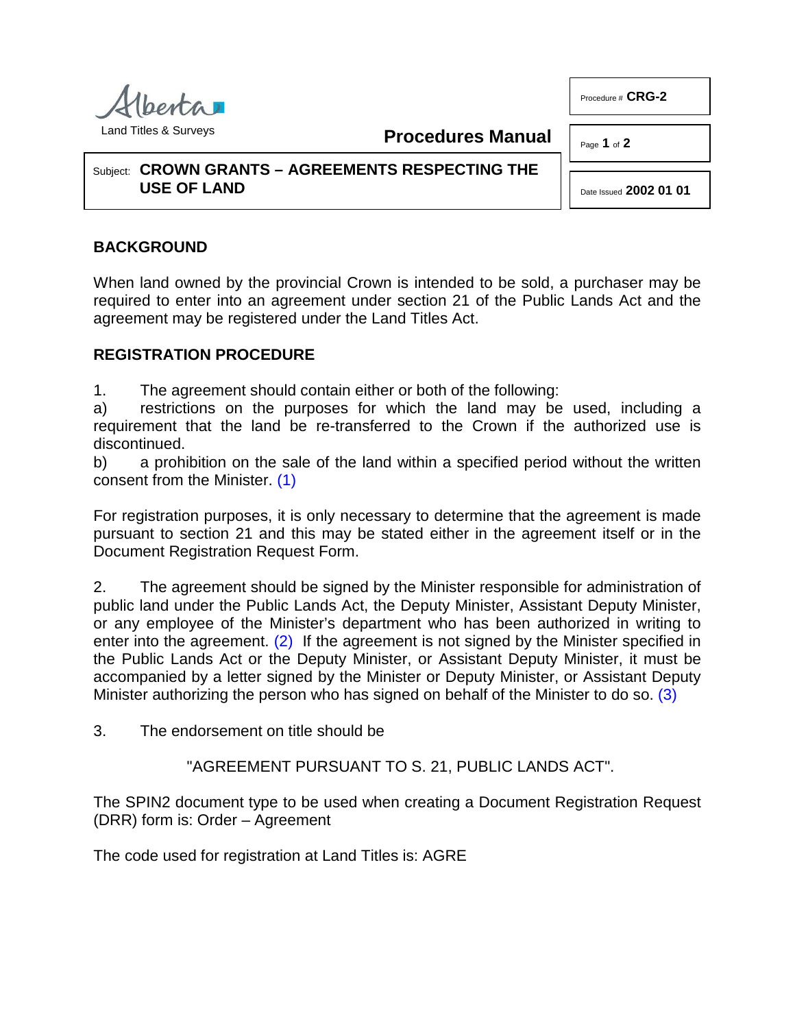Land Titles & Surveys

**Procedures Manual**

Procedure # **CRG-2**

Date Issued **2002 01 01**

Subject: **CROWN GRANTS – AGREEMENTS RESPECTING THE USE OF LAND**

## BACKGROUND

When land owned by the provincial Crown is intended to be sold, a purchaser may be required to enter into an agreement under section 21 of the Public Lands Act and the agreement may be registered under the Land Titles Act.

## REGISTRATION PROCEDURE

1. The agreement should contain either or both of the following:

a) restrictions on the purposes for which the land may be used, including a requirement that the land be re-transferred to the Crown if the authorized use is discontinued.

b) a prohibition on the sale of the land within a specified period without the written consent from the Minister. (1)

For registration purposes, it is only necessary to determine that the agreement is made pursuant to section 21 and this may be stated either in the agreement itself or in the Document Registration Request Form.

2. The agreement should be signed by the Minister responsible for administration of public land under the Public Lands Act, the Deputy Minister, Assistant Deputy Minister, or any employee of the Minister's department who has been authorized in writing to enter into the agreement. (2) If the agreement is not signed by the Minister specified in the Public Lands Act or the Deputy Minister, or Assistant Deputy Minister, it must be accompanied by a letter signed by the Minister or Deputy Minister, or Assistant Deputy Minister authorizing the person who has signed on behalf of the Minister to do so. (3)

3. The endorsement on title should be

"AGREEMENT PURSUANT TO S. 21, PUBLIC LANDS ACT".

The SPIN2 document type to be used when creating a Document Registration Request (DRR) form is: Order – Agreement

The code used for registration at Land Titles is: AGRE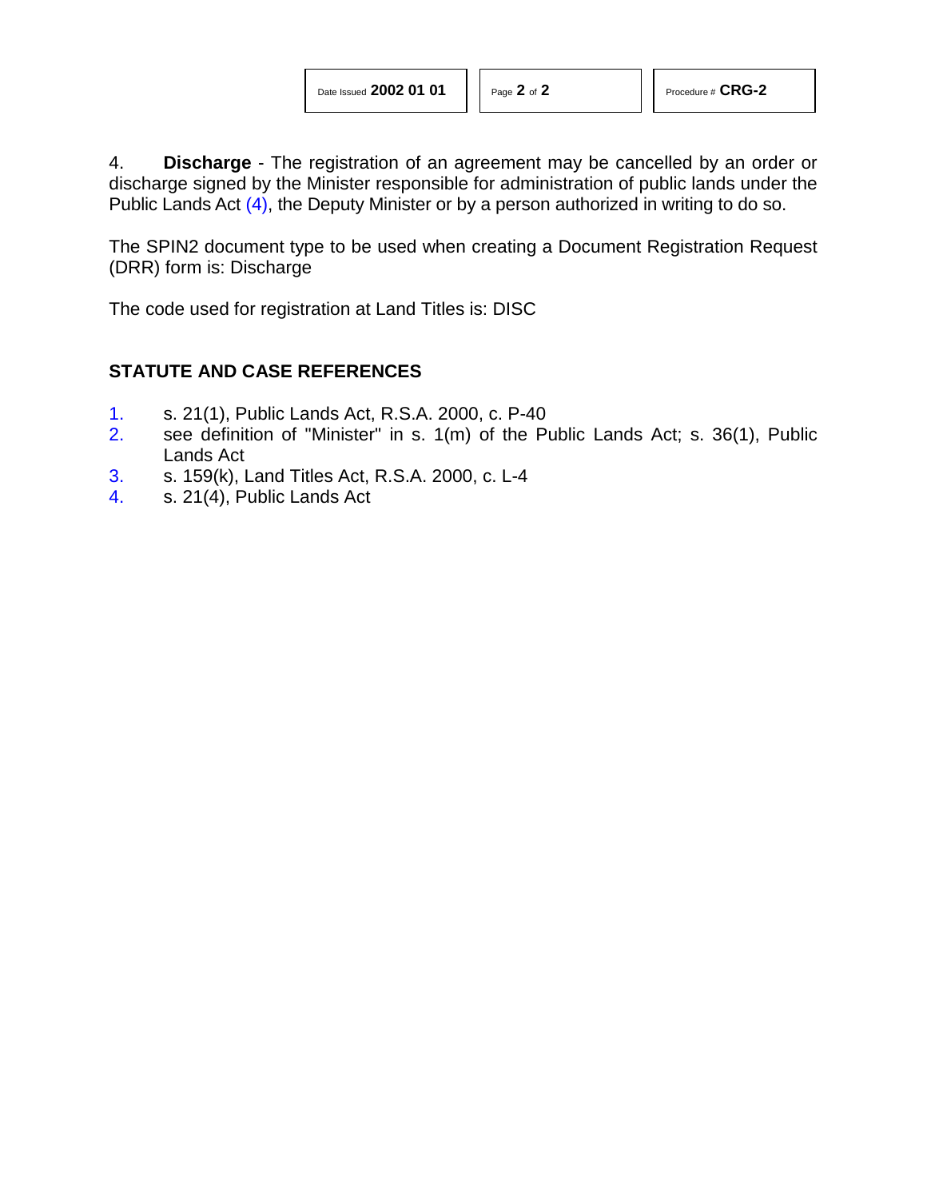4. **Discharge** - The registration of an agreement may be cancelled by an order or discharge signed by the Minister responsible for administration of public lands under the Public Lands Act (4), the Deputy Minister or by a person authorized in writing to do so.

The SPIN2 document type to be used when creating a Document Registration Request (DRR) form is: Discharge

The code used for registration at Land Titles is: DISC

## STATUTE AND CASE REFERENCES

1. s. 21(1), Public Lands Act, R.S.A. 2000, c. P-40
2. see definition of "Minister" in s. 1(m) of the Public Lands Act; s. 36(1), Public Lands Act
3. s. 159(k), Land Titles Act, R.S.A. 2000, c. L-4
4. s. 21(4), Public Lands Act